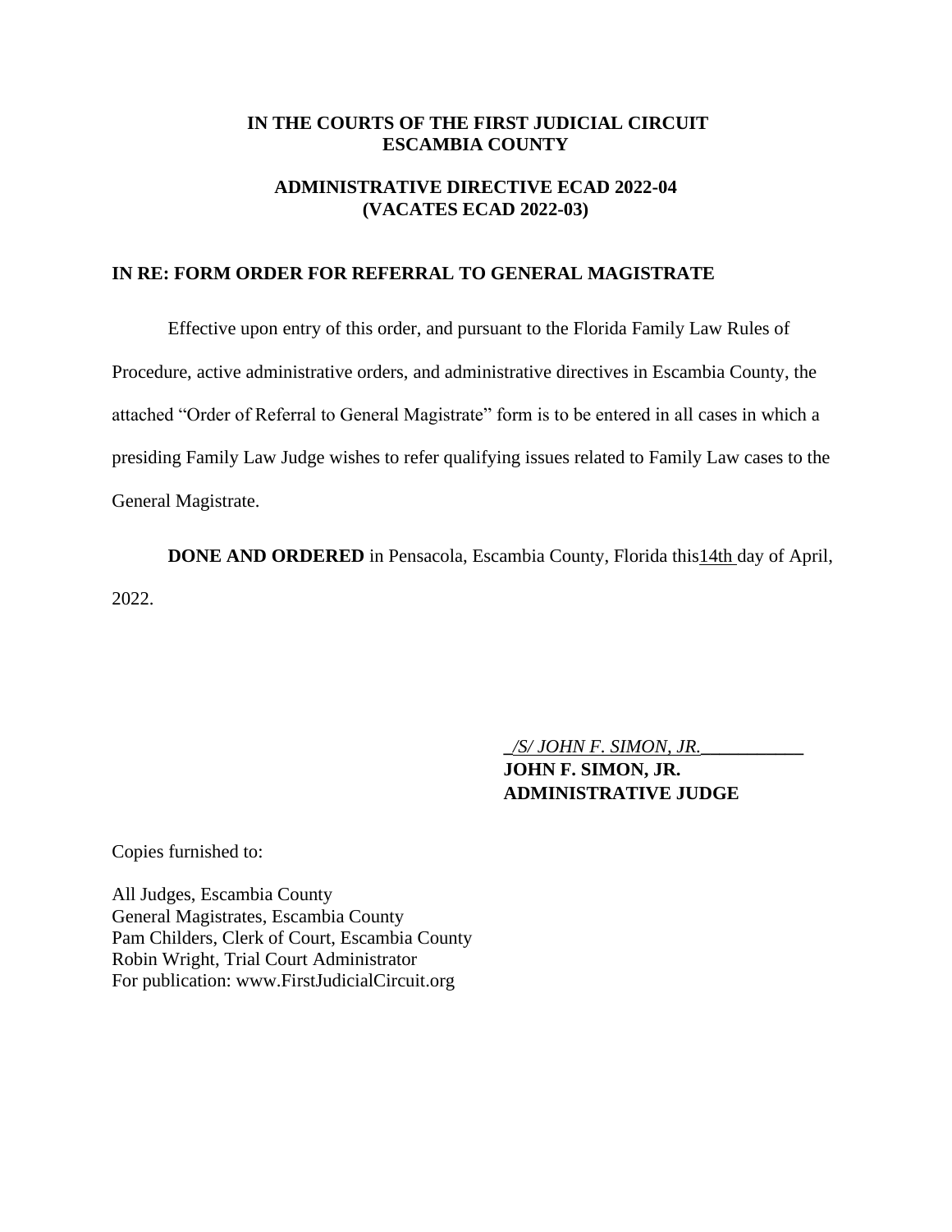**IN THE COURTS OF THE FIRST JUDICIAL CIRCUIT**
**ESCAMBIA COUNTY**

**ADMINISTRATIVE DIRECTIVE ECAD 2022-04**
**(VACATES ECAD 2022-03)**

**IN RE: FORM ORDER FOR REFERRAL TO GENERAL MAGISTRATE**

Effective upon entry of this order, and pursuant to the Florida Family Law Rules of Procedure, active administrative orders, and administrative directives in Escambia County, the attached "Order of Referral to General Magistrate" form is to be entered in all cases in which a presiding Family Law Judge wishes to refer qualifying issues related to Family Law cases to the General Magistrate.

**DONE AND ORDERED** in Pensacola, Escambia County, Florida this 14th day of April, 2022.

_/S/ JOHN F. SIMON, JR._
**JOHN F. SIMON, JR.**
**ADMINISTRATIVE JUDGE**

Copies furnished to:

All Judges, Escambia County
General Magistrates, Escambia County
Pam Childers, Clerk of Court, Escambia County
Robin Wright, Trial Court Administrator
For publication: www.FirstJudicialCircuit.org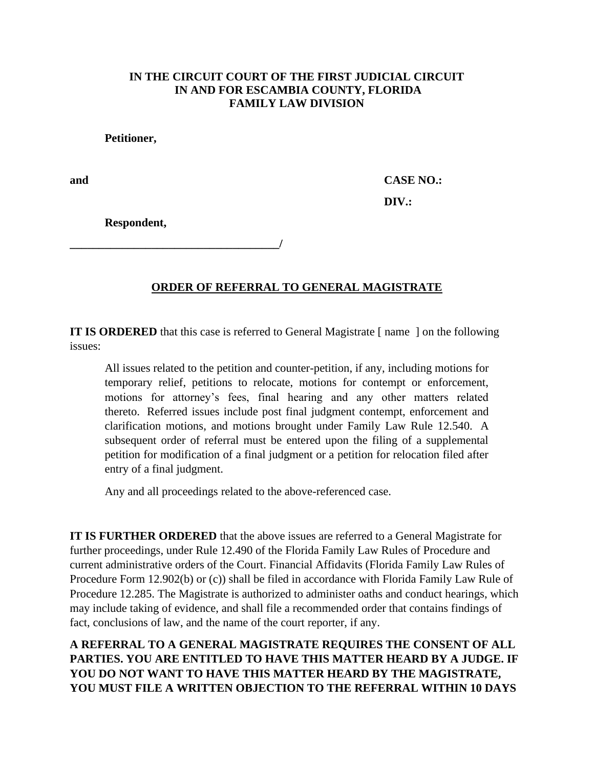**IN THE CIRCUIT COURT OF THE FIRST JUDICIAL CIRCUIT**
**IN AND FOR ESCAMBIA COUNTY, FLORIDA**
**FAMILY LAW DIVISION**

**Petitioner,**

**and** **CASE NO.:**

**DIV.:**

**Respondent,**

**_____________________________________/**

**ORDER OF REFERRAL TO GENERAL MAGISTRATE**

**IT IS ORDERED** that this case is referred to General Magistrate [ name ] on the following issues:

> All issues related to the petition and counter-petition, if any, including motions for temporary relief, petitions to relocate, motions for contempt or enforcement, motions for attorney's fees, final hearing and any other matters related thereto. Referred issues include post final judgment contempt, enforcement and clarification motions, and motions brought under Family Law Rule 12.540. A subsequent order of referral must be entered upon the filing of a supplemental petition for modification of a final judgment or a petition for relocation filed after entry of a final judgment.
>
> Any and all proceedings related to the above-referenced case.

**IT IS FURTHER ORDERED** that the above issues are referred to a General Magistrate for further proceedings, under Rule 12.490 of the Florida Family Law Rules of Procedure and current administrative orders of the Court. Financial Affidavits (Florida Family Law Rules of Procedure Form 12.902(b) or (c)) shall be filed in accordance with Florida Family Law Rule of Procedure 12.285. The Magistrate is authorized to administer oaths and conduct hearings, which may include taking of evidence, and shall file a recommended order that contains findings of fact, conclusions of law, and the name of the court reporter, if any.

**A REFERRAL TO A GENERAL MAGISTRATE REQUIRES THE CONSENT OF ALL PARTIES. YOU ARE ENTITLED TO HAVE THIS MATTER HEARD BY A JUDGE. IF YOU DO NOT WANT TO HAVE THIS MATTER HEARD BY THE MAGISTRATE, YOU MUST FILE A WRITTEN OBJECTION TO THE REFERRAL WITHIN 10 DAYS**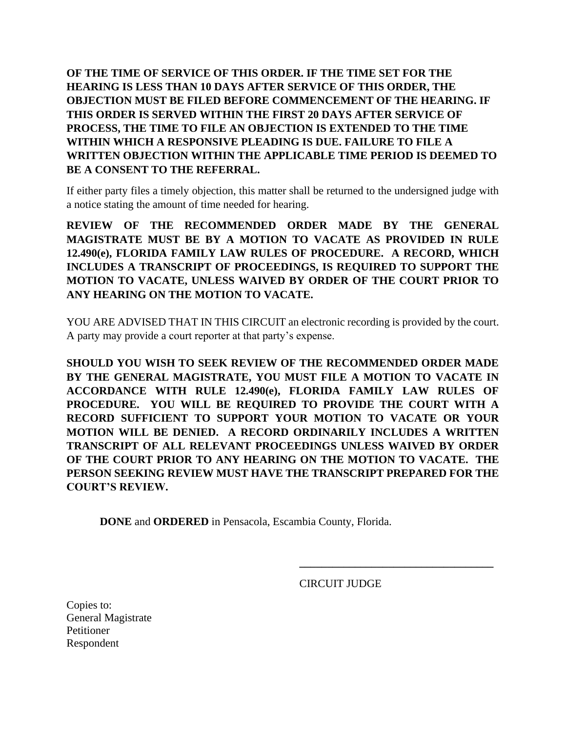**OF THE TIME OF SERVICE OF THIS ORDER. IF THE TIME SET FOR THE HEARING IS LESS THAN 10 DAYS AFTER SERVICE OF THIS ORDER, THE OBJECTION MUST BE FILED BEFORE COMMENCEMENT OF THE HEARING. IF THIS ORDER IS SERVED WITHIN THE FIRST 20 DAYS AFTER SERVICE OF PROCESS, THE TIME TO FILE AN OBJECTION IS EXTENDED TO THE TIME WITHIN WHICH A RESPONSIVE PLEADING IS DUE. FAILURE TO FILE A WRITTEN OBJECTION WITHIN THE APPLICABLE TIME PERIOD IS DEEMED TO BE A CONSENT TO THE REFERRAL.**

If either party files a timely objection, this matter shall be returned to the undersigned judge with a notice stating the amount of time needed for hearing.

**REVIEW OF THE RECOMMENDED ORDER MADE BY THE GENERAL MAGISTRATE MUST BE BY A MOTION TO VACATE AS PROVIDED IN RULE 12.490(e), FLORIDA FAMILY LAW RULES OF PROCEDURE. A RECORD, WHICH INCLUDES A TRANSCRIPT OF PROCEEDINGS, IS REQUIRED TO SUPPORT THE MOTION TO VACATE, UNLESS WAIVED BY ORDER OF THE COURT PRIOR TO ANY HEARING ON THE MOTION TO VACATE.**

YOU ARE ADVISED THAT IN THIS CIRCUIT an electronic recording is provided by the court. A party may provide a court reporter at that party's expense.

**SHOULD YOU WISH TO SEEK REVIEW OF THE RECOMMENDED ORDER MADE BY THE GENERAL MAGISTRATE, YOU MUST FILE A MOTION TO VACATE IN ACCORDANCE WITH RULE 12.490(e), FLORIDA FAMILY LAW RULES OF PROCEDURE. YOU WILL BE REQUIRED TO PROVIDE THE COURT WITH A RECORD SUFFICIENT TO SUPPORT YOUR MOTION TO VACATE OR YOUR MOTION WILL BE DENIED. A RECORD ORDINARILY INCLUDES A WRITTEN TRANSCRIPT OF ALL RELEVANT PROCEEDINGS UNLESS WAIVED BY ORDER OF THE COURT PRIOR TO ANY HEARING ON THE MOTION TO VACATE. THE PERSON SEEKING REVIEW MUST HAVE THE TRANSCRIPT PREPARED FOR THE COURT'S REVIEW.**

**DONE** and **ORDERED** in Pensacola, Escambia County, Florida.

\_\_\_\_\_\_\_\_\_\_\_\_\_\_\_\_\_\_\_\_\_\_\_\_\_\_\_\_\_\_\_\_\_\_\_

CIRCUIT JUDGE

Copies to:
General Magistrate
Petitioner
Respondent